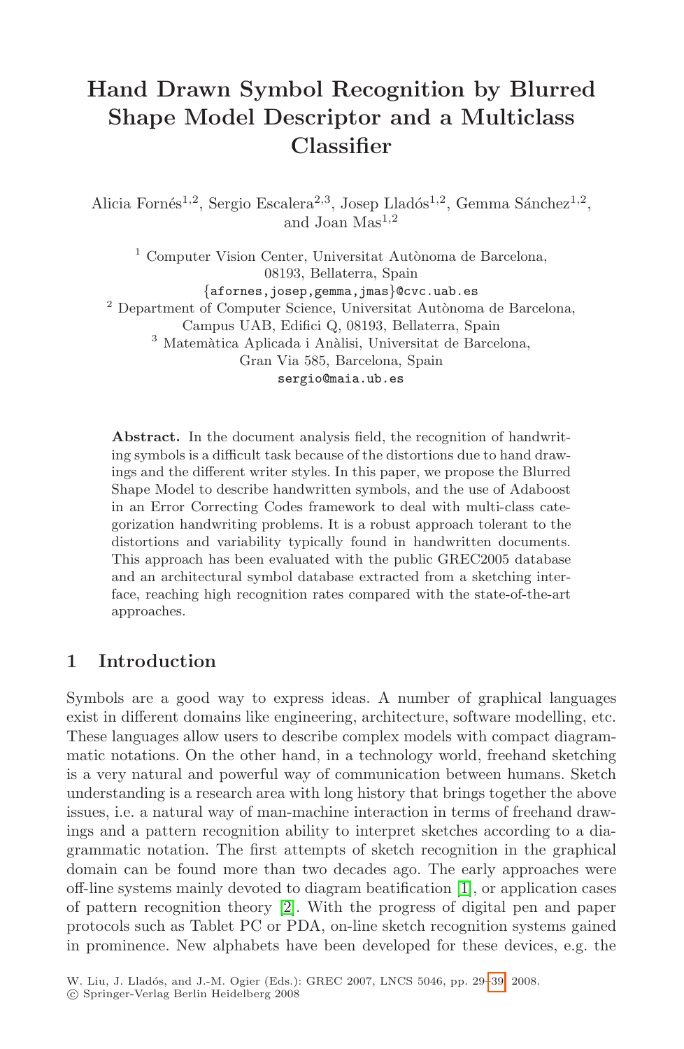# Hand Drawn Symbol Recognition by Blurred Shape Model Descriptor and a Multiclass Classifier

Alicia Fornés[1,2], Sergio Escalera[2,3], Josep Lladós[1,2], Gemma Sánchez[1,2], and Joan Mas[1,2]

[1] Computer Vision Center, Universitat Autònoma de Barcelona, 08193, Bellaterra, Spain
{afornes,josep,gemma,jmas}@cvc.uab.es

[2] Department of Computer Science, Universitat Autònoma de Barcelona, Campus UAB, Edifici Q, 08193, Bellaterra, Spain

[3] Matemàtica Aplicada i Anàlisi, Universitat de Barcelona, Gran Via 585, Barcelona, Spain
sergio@maia.ub.es

**Abstract.** In the document analysis field, the recognition of handwriting symbols is a difficult task because of the distortions due to hand drawings and the different writer styles. In this paper, we propose the Blurred Shape Model to describe handwritten symbols, and the use of Adaboost in an Error Correcting Codes framework to deal with multi-class categorization handwriting problems. It is a robust approach tolerant to the distortions and variability typically found in handwritten documents. This approach has been evaluated with the public GREC2005 database and an architectural symbol database extracted from a sketching interface, reaching high recognition rates compared with the state-of-the-art approaches.

## 1 Introduction

Symbols are a good way to express ideas. A number of graphical languages exist in different domains like engineering, architecture, software modelling, etc. These languages allow users to describe complex models with compact diagrammatic notations. On the other hand, in a technology world, freehand sketching is a very natural and powerful way of communication between humans. Sketch understanding is a research area with long history that brings together the above issues, i.e. a natural way of man-machine interaction in terms of freehand drawings and a pattern recognition ability to interpret sketches according to a diagrammatic notation. The first attempts of sketch recognition in the graphical domain can be found more than two decades ago. The early approaches were off-line systems mainly devoted to diagram beatification [1], or application cases of pattern recognition theory [2]. With the progress of digital pen and paper protocols such as Tablet PC or PDA, on-line sketch recognition systems gained in prominence. New alphabets have been developed for these devices, e.g. the

W. Liu, J. Lladós, and J.-M. Ogier (Eds.): GREC 2007, LNCS 5046, pp. 29–39, 2008.
© Springer-Verlag Berlin Heidelberg 2008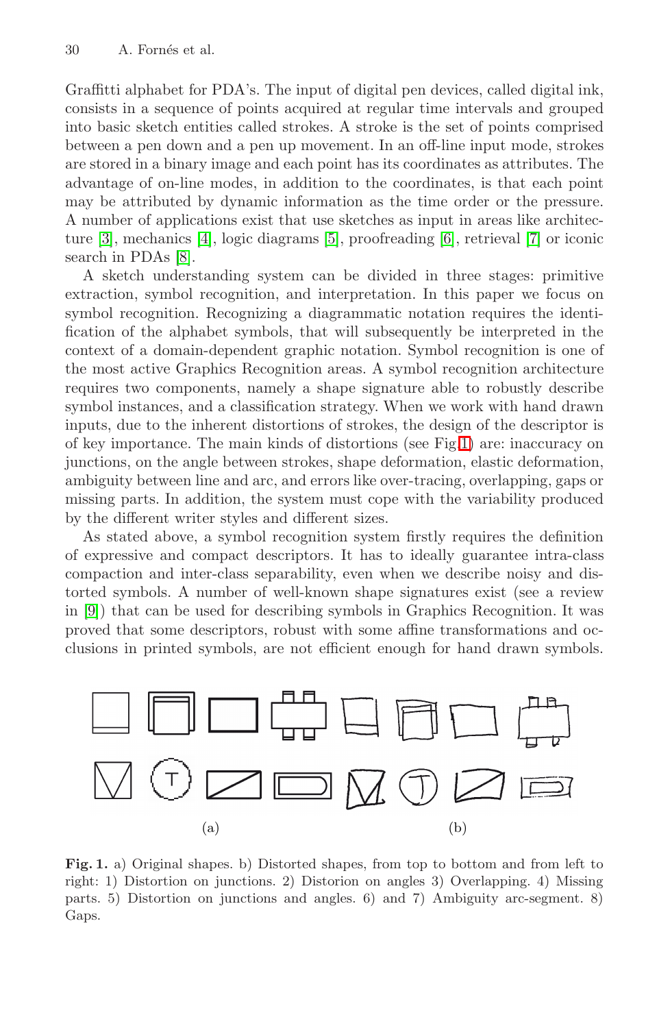Graffitti alphabet for PDA's. The input of digital pen devices, called digital ink, consists in a sequence of points acquired at regular time intervals and grouped into basic sketch entities called strokes. A stroke is the set of points comprised between a pen down and a pen up movement. In an off-line input mode, strokes are stored in a binary image and each point has its coordinates as attributes. The advantage of on-line modes, in addition to the coordinates, is that each point may be attributed by dynamic information as the time order or the pressure. A number of applications exist that use sketches as input in areas like architecture [3], mechanics [4], logic diagrams [5], proofreading [6], retrieval [7] or iconic search in PDAs [8].

A sketch understanding system can be divided in three stages: primitive extraction, symbol recognition, and interpretation. In this paper we focus on symbol recognition. Recognizing a diagrammatic notation requires the identification of the alphabet symbols, that will subsequently be interpreted in the context of a domain-dependent graphic notation. Symbol recognition is one of the most active Graphics Recognition areas. A symbol recognition architecture requires two components, namely a shape signature able to robustly describe symbol instances, and a classification strategy. When we work with hand drawn inputs, due to the inherent distortions of strokes, the design of the descriptor is of key importance. The main kinds of distortions (see Fig.1) are: inaccuracy on junctions, on the angle between strokes, shape deformation, elastic deformation, ambiguity between line and arc, and errors like over-tracing, overlapping, gaps or missing parts. In addition, the system must cope with the variability produced by the different writer styles and different sizes.

As stated above, a symbol recognition system firstly requires the definition of expressive and compact descriptors. It has to ideally guarantee intra-class compaction and inter-class separability, even when we describe noisy and distorted symbols. A number of well-known shape signatures exist (see a review in [9]) that can be used for describing symbols in Graphics Recognition. It was proved that some descriptors, robust with some affine transformations and occlusions in printed symbols, are not efficient enough for hand drawn symbols.

(a) (b)

**Fig. 1.** a) Original shapes. b) Distorted shapes, from top to bottom and from left to right: 1) Distortion on junctions. 2) Distorion on angles 3) Overlapping. 4) Missing parts. 5) Distortion on junctions and angles. 6) and 7) Ambiguity arc-segment. 8) Gaps.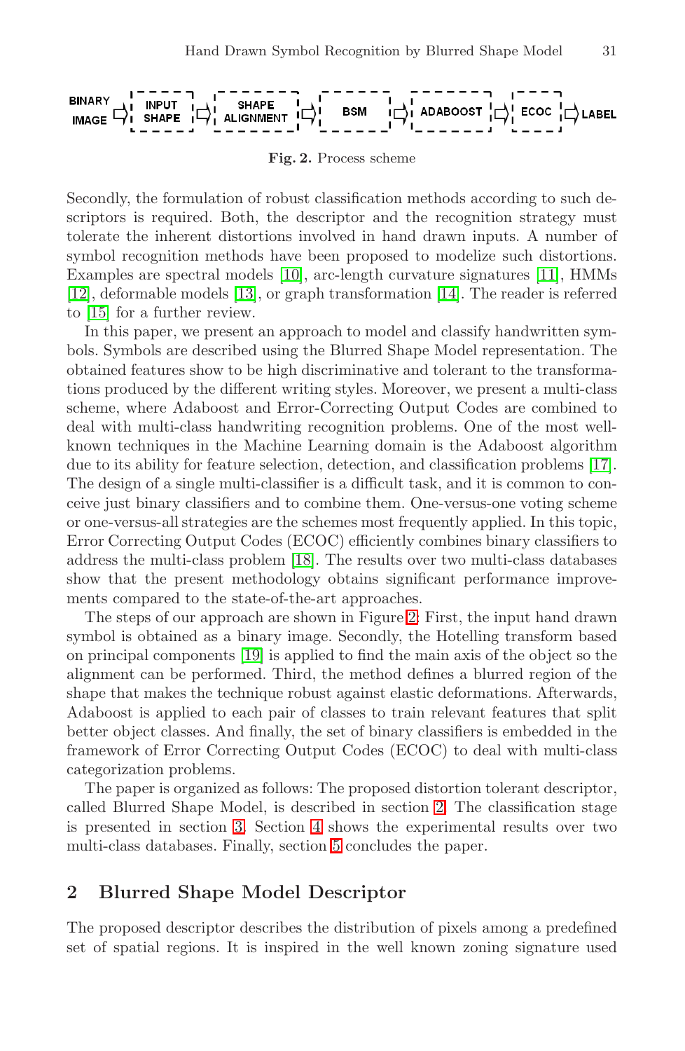BINARY IMAGE → INPUT SHAPE → SHAPE ALIGNMENT → BSM → ADABOOST → ECOC → LABEL

**Fig. 2.** Process scheme

Secondly, the formulation of robust classification methods according to such descriptors is required. Both, the descriptor and the recognition strategy must tolerate the inherent distortions involved in hand drawn inputs. A number of symbol recognition methods have been proposed to modelize such distortions. Examples are spectral models [10], arc-length curvature signatures [11], HMMs [12], deformable models [13], or graph transformation [14]. The reader is referred to [15] for a further review.

In this paper, we present an approach to model and classify handwritten symbols. Symbols are described using the Blurred Shape Model representation. The obtained features show to be high discriminative and tolerant to the transformations produced by the different writing styles. Moreover, we present a multi-class scheme, where Adaboost and Error-Correcting Output Codes are combined to deal with multi-class handwriting recognition problems. One of the most well-known techniques in the Machine Learning domain is the Adaboost algorithm due to its ability for feature selection, detection, and classification problems [17]. The design of a single multi-classifier is a difficult task, and it is common to conceive just binary classifiers and to combine them. One-versus-one voting scheme or one-versus-all strategies are the schemes most frequently applied. In this topic, Error Correcting Output Codes (ECOC) efficiently combines binary classifiers to address the multi-class problem [18]. The results over two multi-class databases show that the present methodology obtains significant performance improvements compared to the state-of-the-art approaches.

The steps of our approach are shown in Figure 2. First, the input hand drawn symbol is obtained as a binary image. Secondly, the Hotelling transform based on principal components [19] is applied to find the main axis of the object so the alignment can be performed. Third, the method defines a blurred region of the shape that makes the technique robust against elastic deformations. Afterwards, Adaboost is applied to each pair of classes to train relevant features that split better object classes. And finally, the set of binary classifiers is embedded in the framework of Error Correcting Output Codes (ECOC) to deal with multi-class categorization problems.

The paper is organized as follows: The proposed distortion tolerant descriptor, called Blurred Shape Model, is described in section 2. The classification stage is presented in section 3. Section 4 shows the experimental results over two multi-class databases. Finally, section 5 concludes the paper.

## 2 Blurred Shape Model Descriptor

The proposed descriptor describes the distribution of pixels among a predefined set of spatial regions. It is inspired in the well known zoning signature used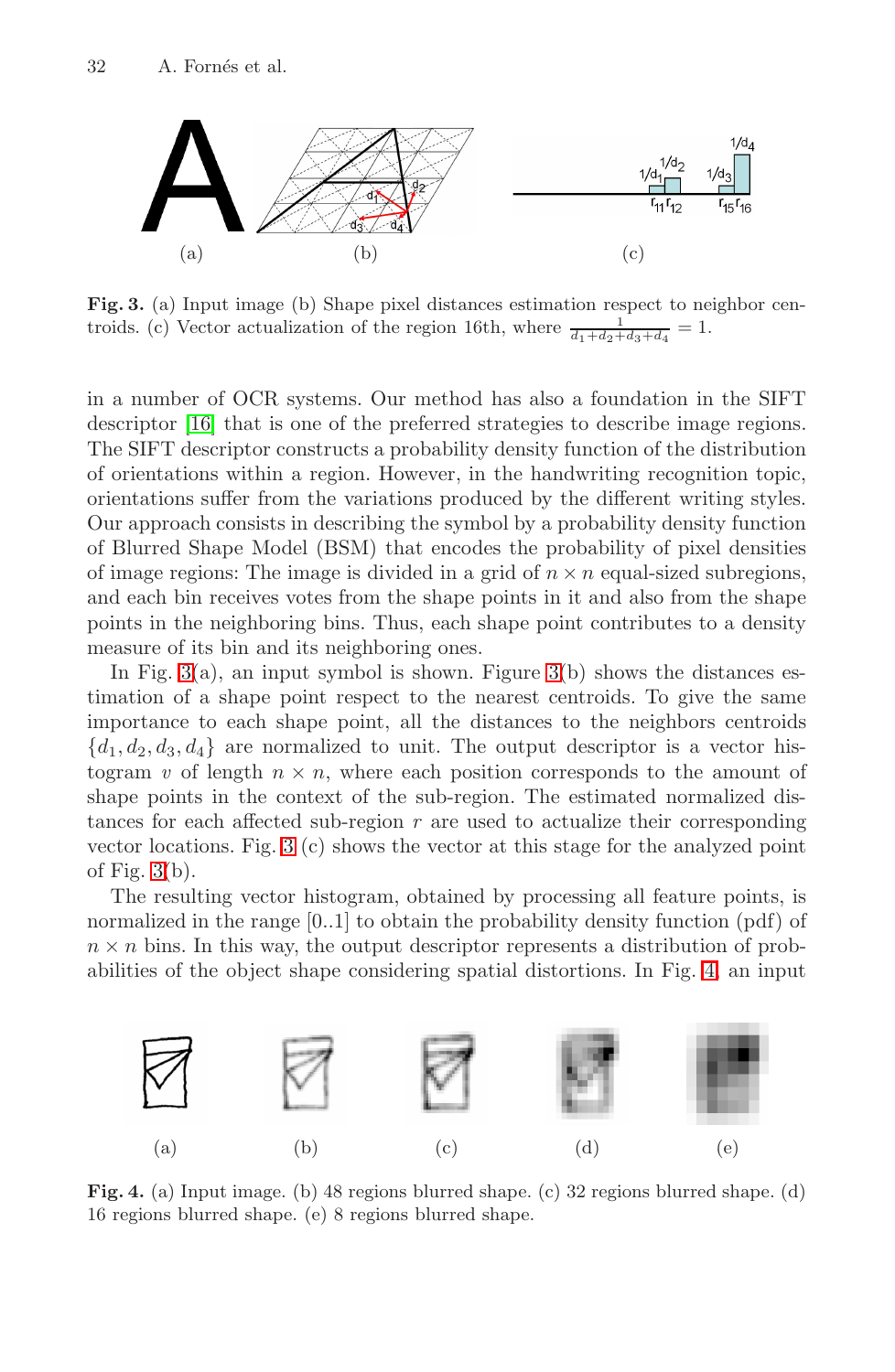Fig. 3. (a) Input image (b) Shape pixel distances estimation respect to neighbor centroids. (c) Vector actualization of the region 16th, where $\frac{1}{d_1+d_2+d_3+d_4} = 1$.

in a number of OCR systems. Our method has also a foundation in the SIFT descriptor [16] that is one of the preferred strategies to describe image regions. The SIFT descriptor constructs a probability density function of the distribution of orientations within a region. However, in the handwriting recognition topic, orientations suffer from the variations produced by the different writing styles. Our approach consists in describing the symbol by a probability density function of Blurred Shape Model (BSM) that encodes the probability of pixel densities of image regions: The image is divided in a grid of $n \times n$ equal-sized subregions, and each bin receives votes from the shape points in it and also from the shape points in the neighboring bins. Thus, each shape point contributes to a density measure of its bin and its neighboring ones.

In Fig. 3(a), an input symbol is shown. Figure 3(b) shows the distances estimation of a shape point respect to the nearest centroids. To give the same importance to each shape point, all the distances to the neighbors centroids $\{d_1, d_2, d_3, d_4\}$ are normalized to unit. The output descriptor is a vector histogram $v$ of length $n \times n$, where each position corresponds to the amount of shape points in the context of the sub-region. The estimated normalized distances for each affected sub-region $r$ are used to actualize their corresponding vector locations. Fig. 3 (c) shows the vector at this stage for the analyzed point of Fig. 3(b).

The resulting vector histogram, obtained by processing all feature points, is normalized in the range [0..1] to obtain the probability density function (pdf) of $n \times n$ bins. In this way, the output descriptor represents a distribution of probabilities of the object shape considering spatial distortions. In Fig. 4, an input

Fig. 4. (a) Input image. (b) 48 regions blurred shape. (c) 32 regions blurred shape. (d) 16 regions blurred shape. (e) 8 regions blurred shape.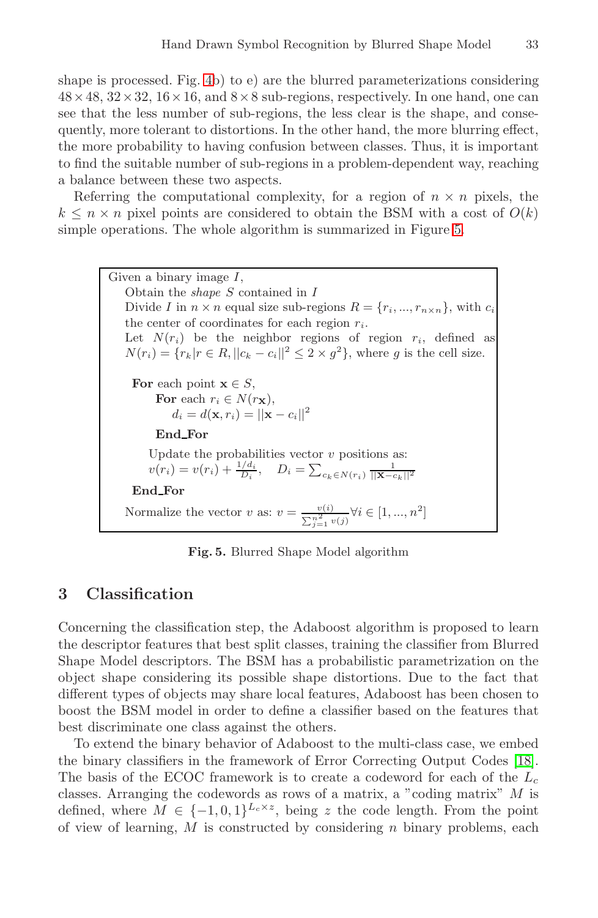shape is processed. Fig. 4b) to e) are the blurred parameterizations considering $48 \times 48$, $32 \times 32$, $16 \times 16$, and $8 \times 8$ sub-regions, respectively. In one hand, one can see that the less number of sub-regions, the less clear is the shape, and consequently, more tolerant to distortions. In the other hand, the more blurring effect, the more probability to having confusion between classes. Thus, it is important to find the suitable number of sub-regions in a problem-dependent way, reaching a balance between these two aspects.

Referring the computational complexity, for a region of $n \times n$ pixels, the $k \leq n \times n$ pixel points are considered to obtain the BSM with a cost of $O(k)$ simple operations. The whole algorithm is summarized in Figure 5.

> Given a binary image $I$,
>
> Obtain the *shape* $S$ contained in $I$
>
> Divide $I$ in $n \times n$ equal size sub-regions $R = \{r_i, ..., r_{n \times n}\}$, with $c_i$ the center of coordinates for each region $r_i$.
>
> Let $N(r_i)$ be the neighbor regions of region $r_i$, defined as $N(r_i) = \{r_k | r \in R, ||c_k - c_i||^2 \leq 2 \times g^2\}$, where $g$ is the cell size.
>
> **For** each point $\mathbf{x} \in S$,
>
> **For** each $r_i \in N(r_{\mathbf{x}})$,
>
> $d_i = d(\mathbf{x}, r_i) = ||\mathbf{x} - c_i||^2$
>
> **End_For**
>
> Update the probabilities vector $v$ positions as:
>
> $v(r_i) = v(r_i) + \frac{1/d_i}{D_i}, \quad D_i = \sum_{c_k \in N(r_i)} \frac{1}{||\mathbf{x} - c_k||^2}$
>
> **End_For**
>
> Normalize the vector $v$ as: $v = \frac{v(i)}{\sum_{j=1}^{n^2} v(j)} \forall i \in [1, ..., n^2]$

**Fig. 5.** Blurred Shape Model algorithm

## 3 Classification

Concerning the classification step, the Adaboost algorithm is proposed to learn the descriptor features that best split classes, training the classifier from Blurred Shape Model descriptors. The BSM has a probabilistic parametrization on the object shape considering its possible shape distortions. Due to the fact that different types of objects may share local features, Adaboost has been chosen to boost the BSM model in order to define a classifier based on the features that best discriminate one class against the others.

To extend the binary behavior of Adaboost to the multi-class case, we embed the binary classifiers in the framework of Error Correcting Output Codes [18]. The basis of the ECOC framework is to create a codeword for each of the $L_c$ classes. Arranging the codewords as rows of a matrix, a "coding matrix" $M$ is defined, where $M \in \{-1, 0, 1\}^{L_c \times z}$, being $z$ the code length. From the point of view of learning, $M$ is constructed by considering $n$ binary problems, each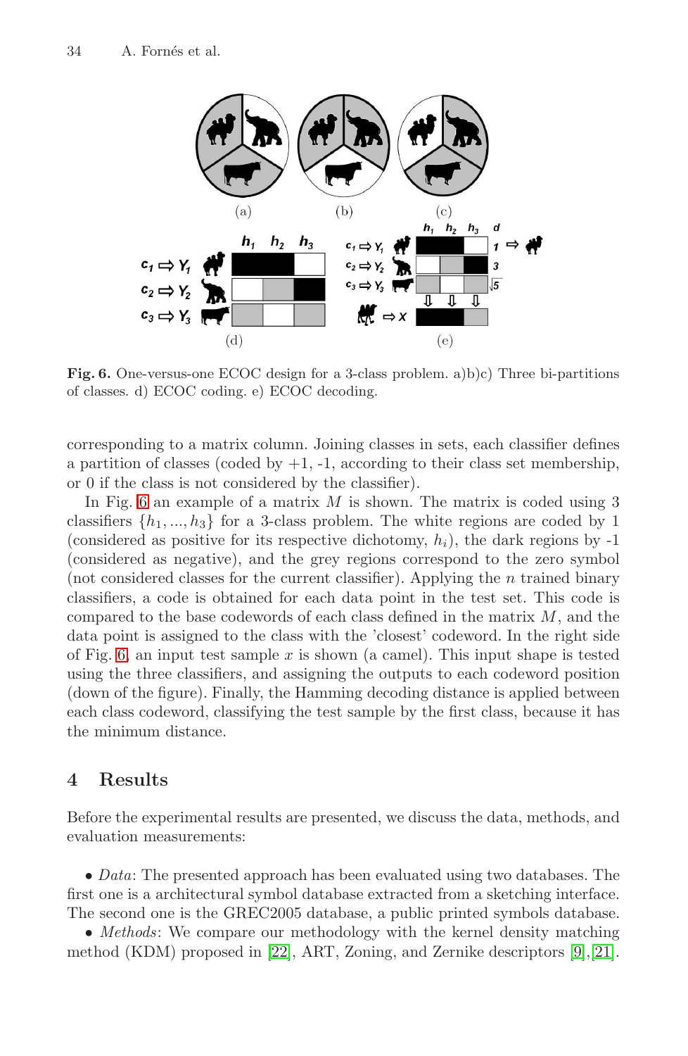Fig. 6. One-versus-one ECOC design for a 3-class problem. a)b)c) Three bi-partitions of classes. d) ECOC coding. e) ECOC decoding.

corresponding to a matrix column. Joining classes in sets, each classifier defines a partition of classes (coded by +1, -1, according to their class set membership, or 0 if the class is not considered by the classifier).

In Fig. 6 an example of a matrix $M$ is shown. The matrix is coded using 3 classifiers $\{h_1, ..., h_3\}$ for a 3-class problem. The white regions are coded by 1 (considered as positive for its respective dichotomy, $h_i$), the dark regions by -1 (considered as negative), and the grey regions correspond to the zero symbol (not considered classes for the current classifier). Applying the $n$ trained binary classifiers, a code is obtained for each data point in the test set. This code is compared to the base codewords of each class defined in the matrix $M$, and the data point is assigned to the class with the 'closest' codeword. In the right side of Fig. 6, an input test sample $x$ is shown (a camel). This input shape is tested using the three classifiers, and assigning the outputs to each codeword position (down of the figure). Finally, the Hamming decoding distance is applied between each class codeword, classifying the test sample by the first class, because it has the minimum distance.

## 4 Results

Before the experimental results are presented, we discuss the data, methods, and evaluation measurements:

- *Data*: The presented approach has been evaluated using two databases. The first one is a architectural symbol database extracted from a sketching interface. The second one is the GREC2005 database, a public printed symbols database.
- *Methods*: We compare our methodology with the kernel density matching method (KDM) proposed in [22], ART, Zoning, and Zernike descriptors [9],[21].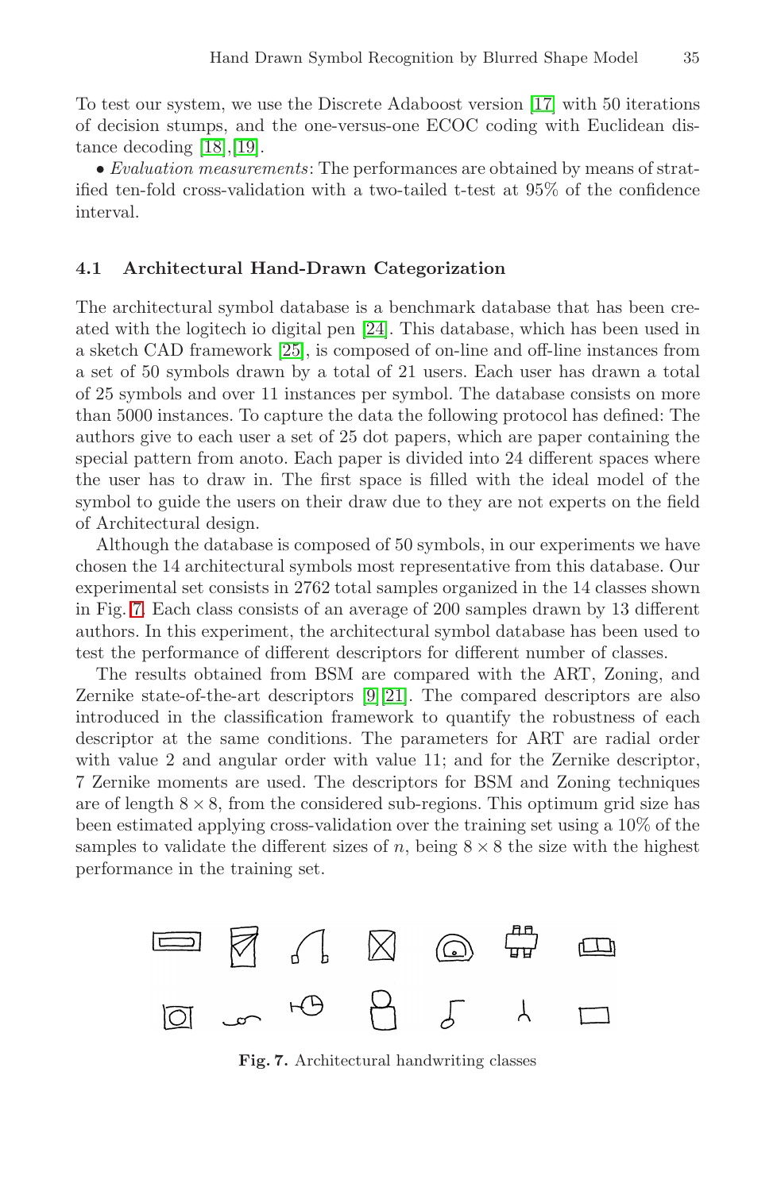To test our system, we use the Discrete Adaboost version [17] with 50 iterations of decision stumps, and the one-versus-one ECOC coding with Euclidean distance decoding [18],[19].

• *Evaluation measurements*: The performances are obtained by means of stratified ten-fold cross-validation with a two-tailed t-test at 95% of the confidence interval.

### 4.1 Architectural Hand-Drawn Categorization

The architectural symbol database is a benchmark database that has been created with the logitech io digital pen [24]. This database, which has been used in a sketch CAD framework [25], is composed of on-line and off-line instances from a set of 50 symbols drawn by a total of 21 users. Each user has drawn a total of 25 symbols and over 11 instances per symbol. The database consists on more than 5000 instances. To capture the data the following protocol has defined: The authors give to each user a set of 25 dot papers, which are paper containing the special pattern from anoto. Each paper is divided into 24 different spaces where the user has to draw in. The first space is filled with the ideal model of the symbol to guide the users on their draw due to they are not experts on the field of Architectural design.

Although the database is composed of 50 symbols, in our experiments we have chosen the 14 architectural symbols most representative from this database. Our experimental set consists in 2762 total samples organized in the 14 classes shown in Fig. 7. Each class consists of an average of 200 samples drawn by 13 different authors. In this experiment, the architectural symbol database has been used to test the performance of different descriptors for different number of classes.

The results obtained from BSM are compared with the ART, Zoning, and Zernike state-of-the-art descriptors [9][21]. The compared descriptors are also introduced in the classification framework to quantify the robustness of each descriptor at the same conditions. The parameters for ART are radial order with value 2 and angular order with value 11; and for the Zernike descriptor, 7 Zernike moments are used. The descriptors for BSM and Zoning techniques are of length $8 \times 8$, from the considered sub-regions. This optimum grid size has been estimated applying cross-validation over the training set using a 10% of the samples to validate the different sizes of $n$, being $8 \times 8$ the size with the highest performance in the training set.

**Fig. 7.** Architectural handwriting classes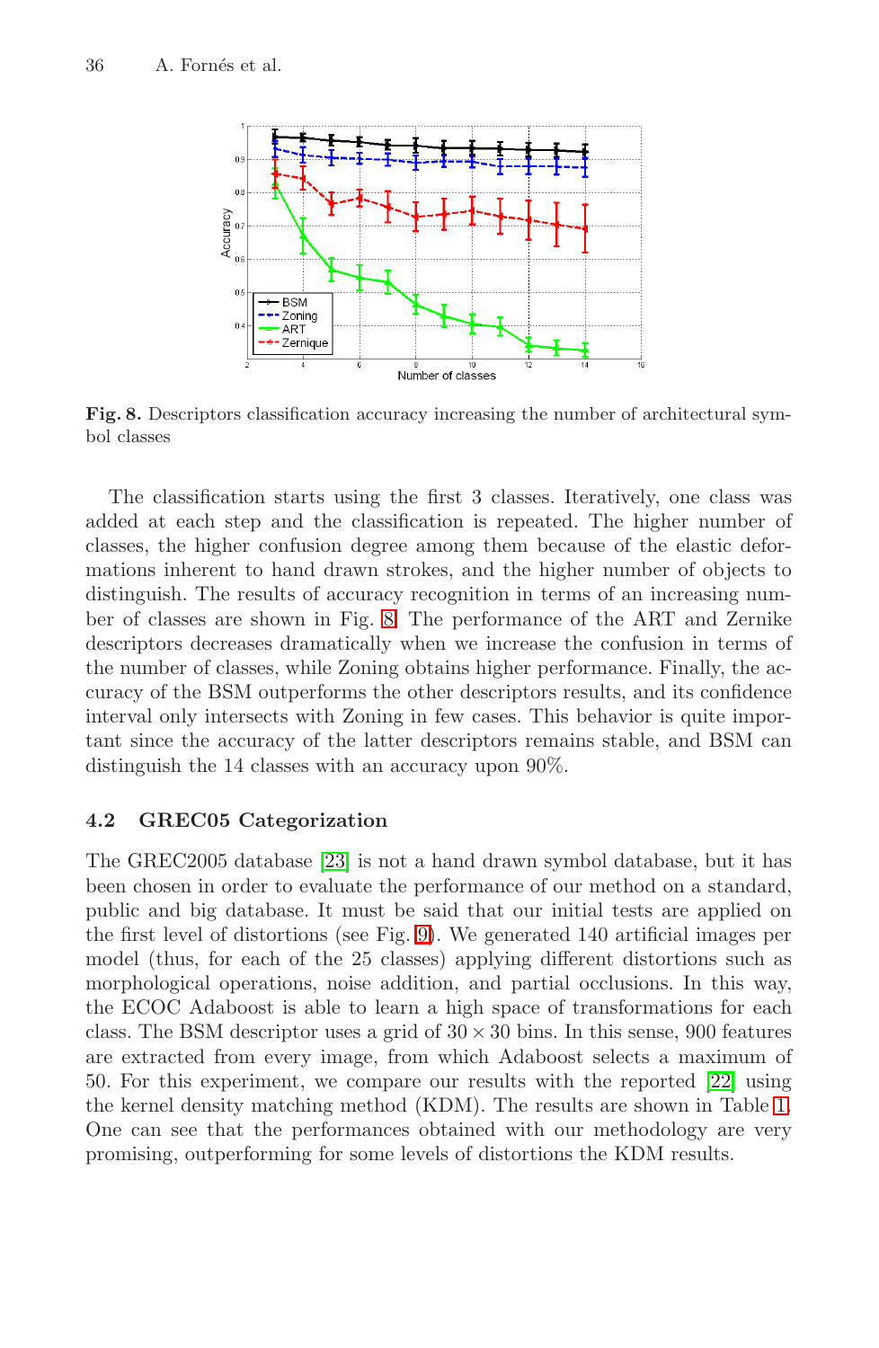**Fig. 8.** Descriptors classification accuracy increasing the number of architectural symbol classes

The classification starts using the first 3 classes. Iteratively, one class was added at each step and the classification is repeated. The higher number of classes, the higher confusion degree among them because of the elastic deformations inherent to hand drawn strokes, and the higher number of objects to distinguish. The results of accuracy recognition in terms of an increasing number of classes are shown in Fig. 8. The performance of the ART and Zernike descriptors decreases dramatically when we increase the confusion in terms of the number of classes, while Zoning obtains higher performance. Finally, the accuracy of the BSM outperforms the other descriptors results, and its confidence interval only intersects with Zoning in few cases. This behavior is quite important since the accuracy of the latter descriptors remains stable, and BSM can distinguish the 14 classes with an accuracy upon 90%.

### 4.2 GREC05 Categorization

The GREC2005 database [23] is not a hand drawn symbol database, but it has been chosen in order to evaluate the performance of our method on a standard, public and big database. It must be said that our initial tests are applied on the first level of distortions (see Fig. 9). We generated 140 artificial images per model (thus, for each of the 25 classes) applying different distortions such as morphological operations, noise addition, and partial occlusions. In this way, the ECOC Adaboost is able to learn a high space of transformations for each class. The BSM descriptor uses a grid of $30 \times 30$ bins. In this sense, 900 features are extracted from every image, from which Adaboost selects a maximum of 50. For this experiment, we compare our results with the reported [22] using the kernel density matching method (KDM). The results are shown in Table 1. One can see that the performances obtained with our methodology are very promising, outperforming for some levels of distortions the KDM results.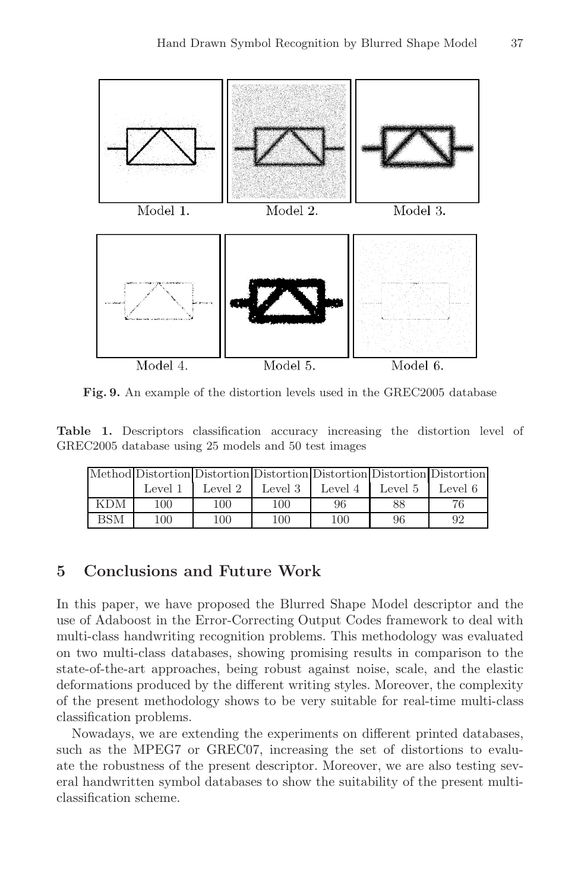Model 1. Model 2. Model 3.

Model 4. Model 5. Model 6.

**Fig. 9.** An example of the distortion levels used in the GREC2005 database

**Table 1.** Descriptors classification accuracy increasing the distortion level of GREC2005 database using 25 models and 50 test images

| Method | Distortion Level 1 | Distortion Level 2 | Distortion Level 3 | Distortion Level 4 | Distortion Level 5 | Distortion Level 6 |
|---|---|---|---|---|---|---|
| KDM | 100 | 100 | 100 | 96 | 88 | 76 |
| BSM | 100 | 100 | 100 | 100 | 96 | 92 |

## 5 Conclusions and Future Work

In this paper, we have proposed the Blurred Shape Model descriptor and the use of Adaboost in the Error-Correcting Output Codes framework to deal with multi-class handwriting recognition problems. This methodology was evaluated on two multi-class databases, showing promising results in comparison to the state-of-the-art approaches, being robust against noise, scale, and the elastic deformations produced by the different writing styles. Moreover, the complexity of the present methodology shows to be very suitable for real-time multi-class classification problems.

Nowadays, we are extending the experiments on different printed databases, such as the MPEG7 or GREC07, increasing the set of distortions to evaluate the robustness of the present descriptor. Moreover, we are also testing several handwritten symbol databases to show the suitability of the present multi-classification scheme.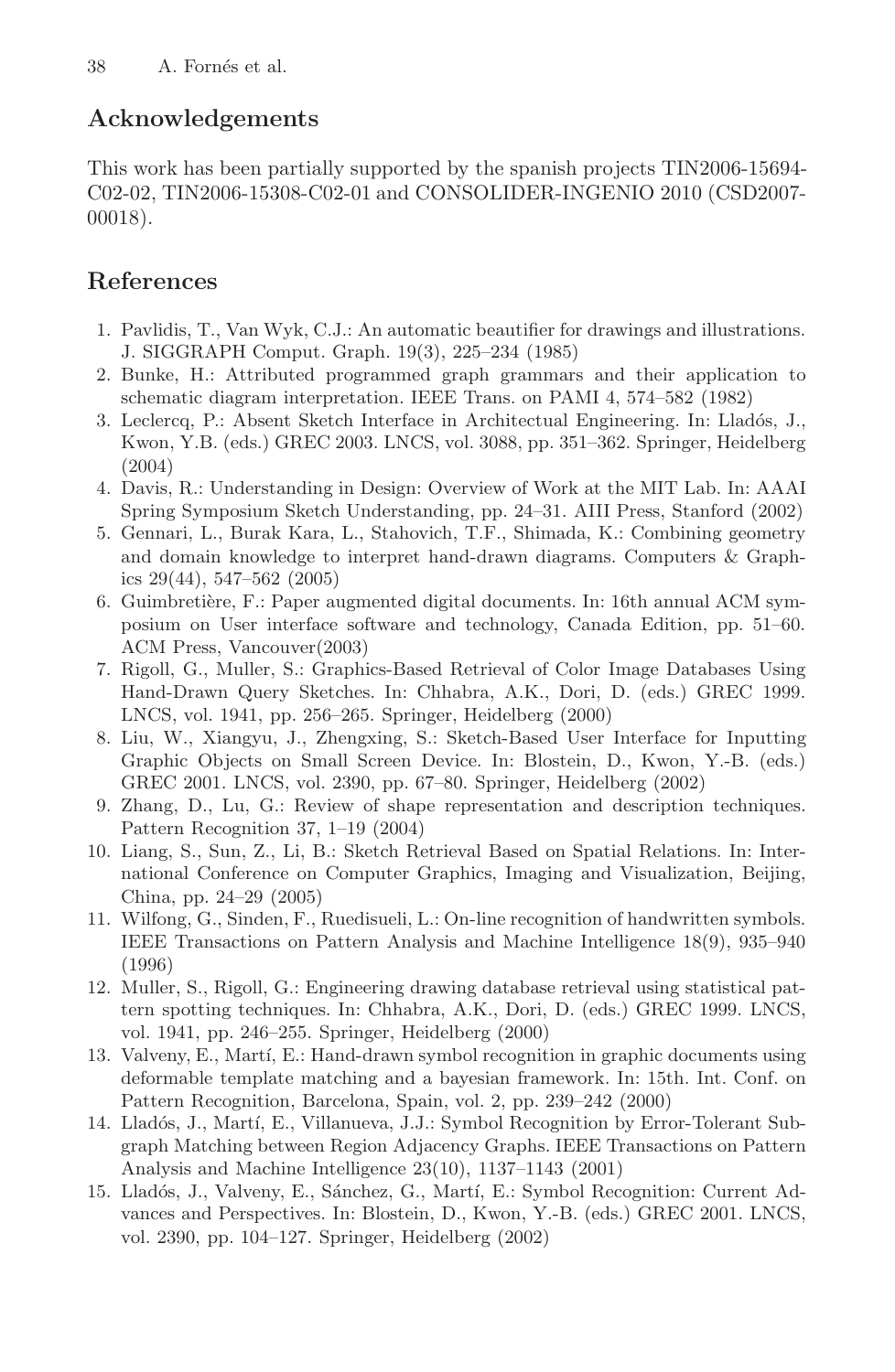## Acknowledgements

This work has been partially supported by the spanish projects TIN2006-15694-C02-02, TIN2006-15308-C02-01 and CONSOLIDER-INGENIO 2010 (CSD2007-00018).

## References

1. Pavlidis, T., Van Wyk, C.J.: An automatic beautifier for drawings and illustrations. J. SIGGRAPH Comput. Graph. 19(3), 225–234 (1985)
2. Bunke, H.: Attributed programmed graph grammars and their application to schematic diagram interpretation. IEEE Trans. on PAMI 4, 574–582 (1982)
3. Leclercq, P.: Absent Sketch Interface in Architectual Engineering. In: Lladós, J., Kwon, Y.B. (eds.) GREC 2003. LNCS, vol. 3088, pp. 351–362. Springer, Heidelberg (2004)
4. Davis, R.: Understanding in Design: Overview of Work at the MIT Lab. In: AAAI Spring Symposium Sketch Understanding, pp. 24–31. AIII Press, Stanford (2002)
5. Gennari, L., Burak Kara, L., Stahovich, T.F., Shimada, K.: Combining geometry and domain knowledge to interpret hand-drawn diagrams. Computers & Graphics 29(44), 547–562 (2005)
6. Guimbretière, F.: Paper augmented digital documents. In: 16th annual ACM symposium on User interface software and technology, Canada Edition, pp. 51–60. ACM Press, Vancouver(2003)
7. Rigoll, G., Muller, S.: Graphics-Based Retrieval of Color Image Databases Using Hand-Drawn Query Sketches. In: Chhabra, A.K., Dori, D. (eds.) GREC 1999. LNCS, vol. 1941, pp. 256–265. Springer, Heidelberg (2000)
8. Liu, W., Xiangyu, J., Zhengxing, S.: Sketch-Based User Interface for Inputting Graphic Objects on Small Screen Device. In: Blostein, D., Kwon, Y.-B. (eds.) GREC 2001. LNCS, vol. 2390, pp. 67–80. Springer, Heidelberg (2002)
9. Zhang, D., Lu, G.: Review of shape representation and description techniques. Pattern Recognition 37, 1–19 (2004)
10. Liang, S., Sun, Z., Li, B.: Sketch Retrieval Based on Spatial Relations. In: International Conference on Computer Graphics, Imaging and Visualization, Beijing, China, pp. 24–29 (2005)
11. Wilfong, G., Sinden, F., Ruedisueli, L.: On-line recognition of handwritten symbols. IEEE Transactions on Pattern Analysis and Machine Intelligence 18(9), 935–940 (1996)
12. Muller, S., Rigoll, G.: Engineering drawing database retrieval using statistical pattern spotting techniques. In: Chhabra, A.K., Dori, D. (eds.) GREC 1999. LNCS, vol. 1941, pp. 246–255. Springer, Heidelberg (2000)
13. Valveny, E., Martí, E.: Hand-drawn symbol recognition in graphic documents using deformable template matching and a bayesian framework. In: 15th. Int. Conf. on Pattern Recognition, Barcelona, Spain, vol. 2, pp. 239–242 (2000)
14. Lladós, J., Martí, E., Villanueva, J.J.: Symbol Recognition by Error-Tolerant Subgraph Matching between Region Adjacency Graphs. IEEE Transactions on Pattern Analysis and Machine Intelligence 23(10), 1137–1143 (2001)
15. Lladós, J., Valveny, E., Sánchez, G., Martí, E.: Symbol Recognition: Current Advances and Perspectives. In: Blostein, D., Kwon, Y.-B. (eds.) GREC 2001. LNCS, vol. 2390, pp. 104–127. Springer, Heidelberg (2002)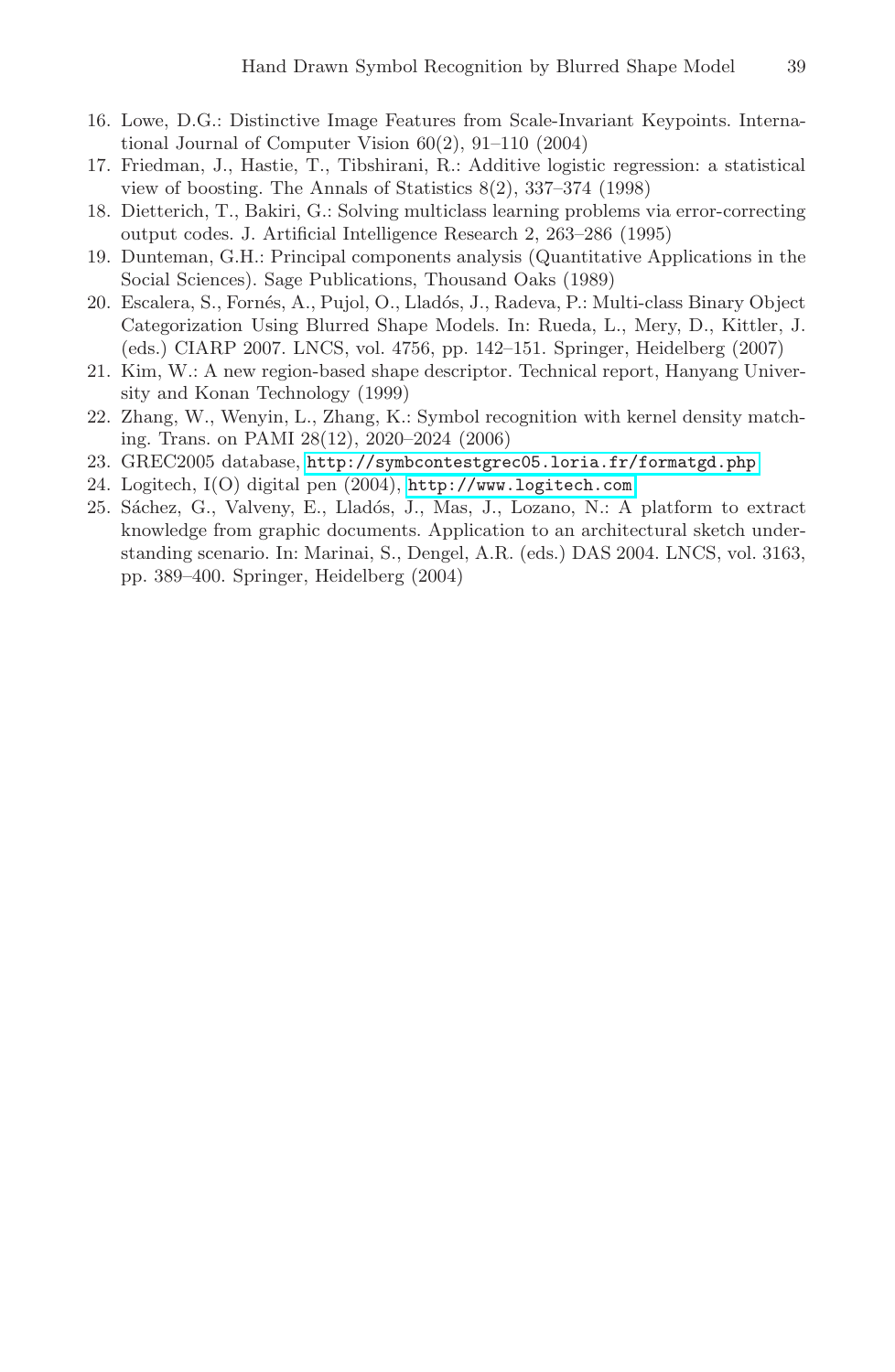16. Lowe, D.G.: Distinctive Image Features from Scale-Invariant Keypoints. International Journal of Computer Vision 60(2), 91–110 (2004)
17. Friedman, J., Hastie, T., Tibshirani, R.: Additive logistic regression: a statistical view of boosting. The Annals of Statistics 8(2), 337–374 (1998)
18. Dietterich, T., Bakiri, G.: Solving multiclass learning problems via error-correcting output codes. J. Artificial Intelligence Research 2, 263–286 (1995)
19. Dunteman, G.H.: Principal components analysis (Quantitative Applications in the Social Sciences). Sage Publications, Thousand Oaks (1989)
20. Escalera, S., Fornés, A., Pujol, O., Lladós, J., Radeva, P.: Multi-class Binary Object Categorization Using Blurred Shape Models. In: Rueda, L., Mery, D., Kittler, J. (eds.) CIARP 2007. LNCS, vol. 4756, pp. 142–151. Springer, Heidelberg (2007)
21. Kim, W.: A new region-based shape descriptor. Technical report, Hanyang University and Konan Technology (1999)
22. Zhang, W., Wenyin, L., Zhang, K.: Symbol recognition with kernel density matching. Trans. on PAMI 28(12), 2020–2024 (2006)
23. GREC2005 database, http://symbcontestgrec05.loria.fr/formatgd.php
24. Logitech, I(O) digital pen (2004), http://www.logitech.com
25. Sáchez, G., Valveny, E., Lladós, J., Mas, J., Lozano, N.: A platform to extract knowledge from graphic documents. Application to an architectural sketch understanding scenario. In: Marinai, S., Dengel, A.R. (eds.) DAS 2004. LNCS, vol. 3163, pp. 389–400. Springer, Heidelberg (2004)